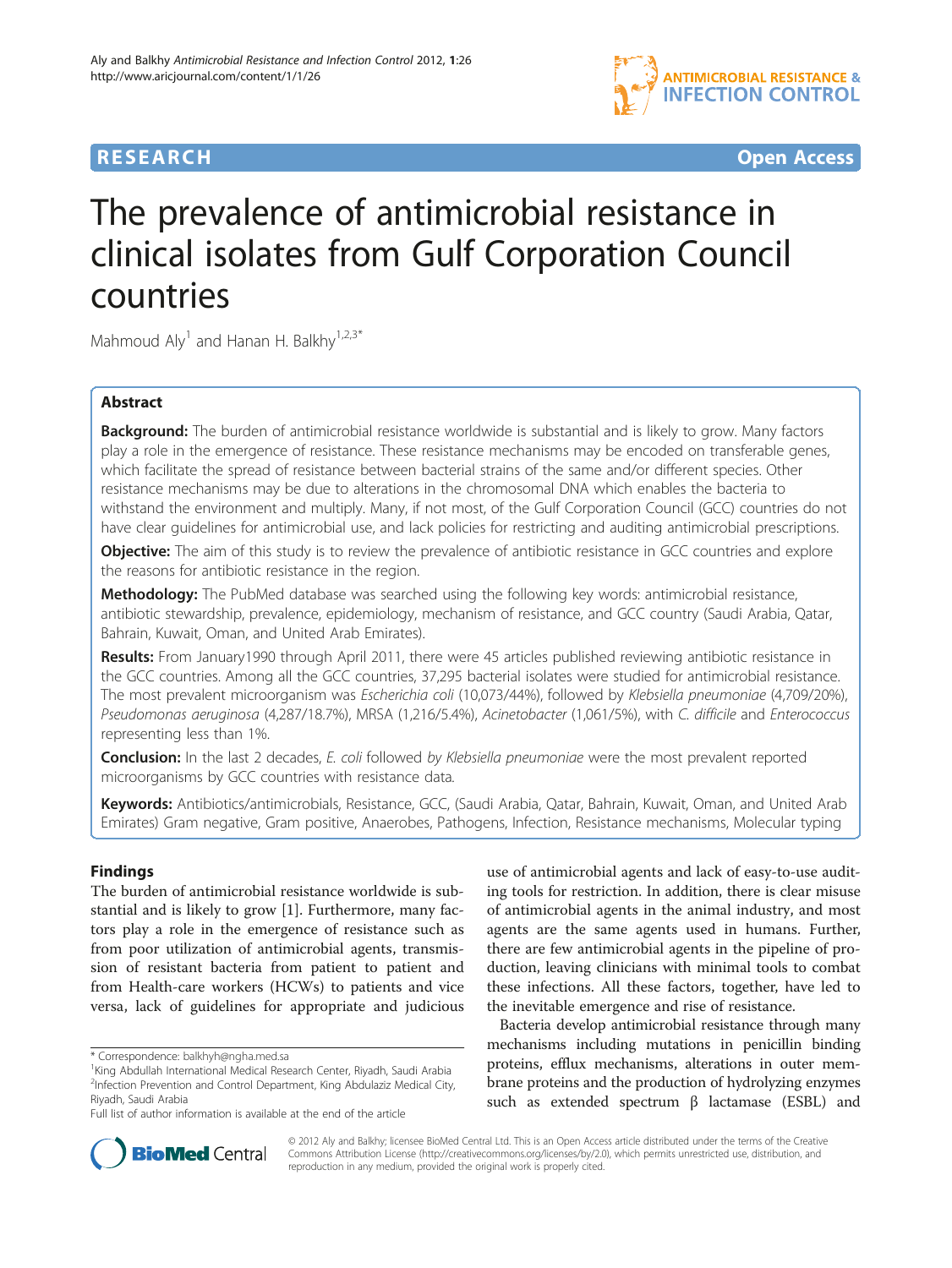RESEARCH Open Access

# The prevalence of antimicrobial resistance in clinical isolates from Gulf Corporation Council countries

Mahmoud Aly[1] and Hanan H. Balkhy[1,2,3*]

## Abstract

**Background:** The burden of antimicrobial resistance worldwide is substantial and is likely to grow. Many factors play a role in the emergence of resistance. These resistance mechanisms may be encoded on transferable genes, which facilitate the spread of resistance between bacterial strains of the same and/or different species. Other resistance mechanisms may be due to alterations in the chromosomal DNA which enables the bacteria to withstand the environment and multiply. Many, if not most, of the Gulf Corporation Council (GCC) countries do not have clear guidelines for antimicrobial use, and lack policies for restricting and auditing antimicrobial prescriptions.

**Objective:** The aim of this study is to review the prevalence of antibiotic resistance in GCC countries and explore the reasons for antibiotic resistance in the region.

**Methodology:** The PubMed database was searched using the following key words: antimicrobial resistance, antibiotic stewardship, prevalence, epidemiology, mechanism of resistance, and GCC country (Saudi Arabia, Qatar, Bahrain, Kuwait, Oman, and United Arab Emirates).

**Results:** From January1990 through April 2011, there were 45 articles published reviewing antibiotic resistance in the GCC countries. Among all the GCC countries, 37,295 bacterial isolates were studied for antimicrobial resistance. The most prevalent microorganism was *Escherichia coli* (10,073/44%), followed by *Klebsiella pneumoniae* (4,709/20%), *Pseudomonas aeruginosa* (4,287/18.7%), MRSA (1,216/5.4%), *Acinetobacter* (1,061/5%), with *C. difficile* and *Enterococcus* representing less than 1%.

**Conclusion:** In the last 2 decades, *E. coli* followed *by Klebsiella pneumoniae* were the most prevalent reported microorganisms by GCC countries with resistance data.

**Keywords:** Antibiotics/antimicrobials, Resistance, GCC, (Saudi Arabia, Qatar, Bahrain, Kuwait, Oman, and United Arab Emirates) Gram negative, Gram positive, Anaerobes, Pathogens, Infection, Resistance mechanisms, Molecular typing

## Findings

The burden of antimicrobial resistance worldwide is substantial and is likely to grow [1]. Furthermore, many factors play a role in the emergence of resistance such as from poor utilization of antimicrobial agents, transmission of resistant bacteria from patient to patient and from Health-care workers (HCWs) to patients and vice versa, lack of guidelines for appropriate and judicious use of antimicrobial agents and lack of easy-to-use auditing tools for restriction. In addition, there is clear misuse of antimicrobial agents in the animal industry, and most agents are the same agents used in humans. Further, there are few antimicrobial agents in the pipeline of production, leaving clinicians with minimal tools to combat these infections. All these factors, together, have led to the inevitable emergence and rise of resistance.

Bacteria develop antimicrobial resistance through many mechanisms including mutations in penicillin binding proteins, efflux mechanisms, alterations in outer membrane proteins and the production of hydrolyzing enzymes such as extended spectrum β lactamase (ESBL) and

\* Correspondence: balkhyh@ngha.med.sa
[1]King Abdullah International Medical Research Center, Riyadh, Saudi Arabia
[2]Infection Prevention and Control Department, King Abdulaziz Medical City, Riyadh, Saudi Arabia
Full list of author information is available at the end of the article

© 2012 Aly and Balkhy; licensee BioMed Central Ltd. This is an Open Access article distributed under the terms of the Creative Commons Attribution License (http://creativecommons.org/licenses/by/2.0), which permits unrestricted use, distribution, and reproduction in any medium, provided the original work is properly cited.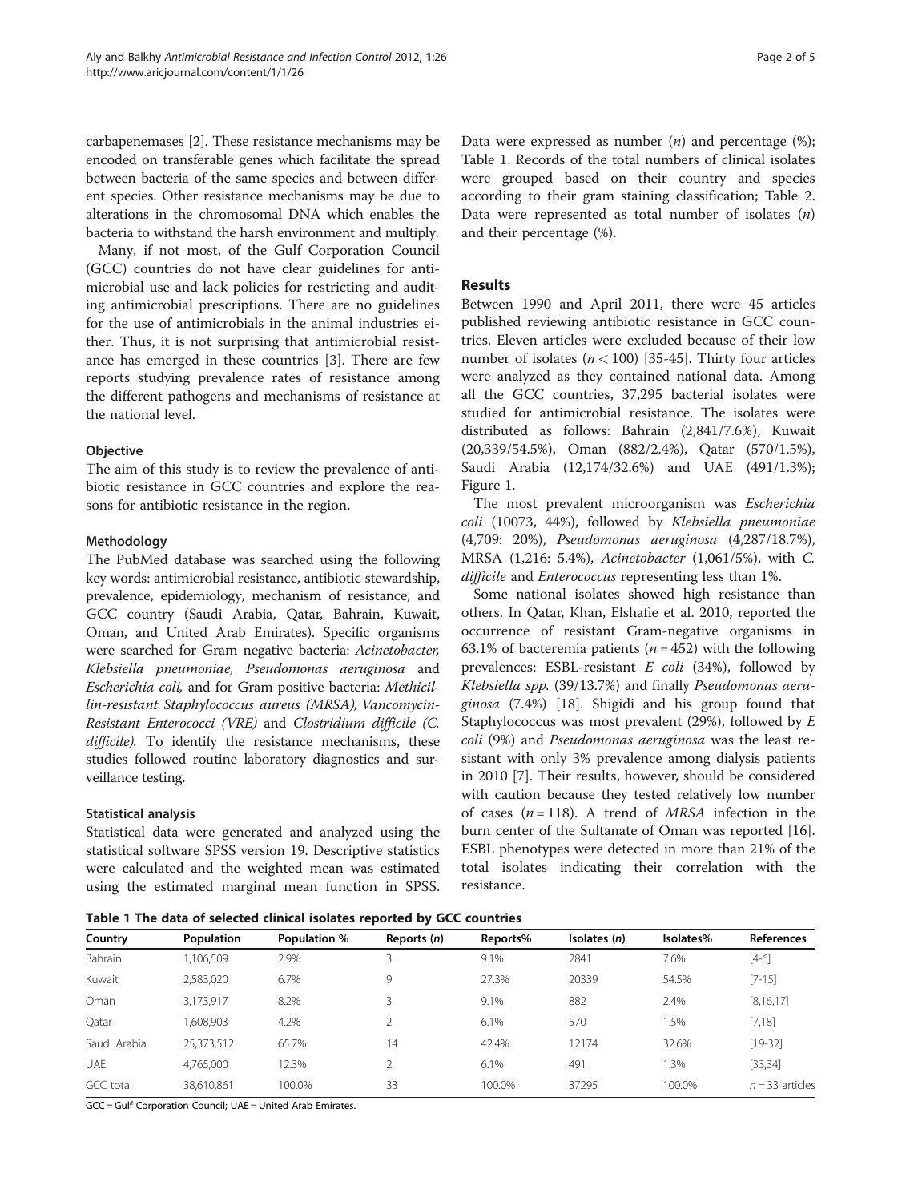carbapenemases [2]. These resistance mechanisms may be encoded on transferable genes which facilitate the spread between bacteria of the same species and between different species. Other resistance mechanisms may be due to alterations in the chromosomal DNA which enables the bacteria to withstand the harsh environment and multiply.

Many, if not most, of the Gulf Corporation Council (GCC) countries do not have clear guidelines for antimicrobial use and lack policies for restricting and auditing antimicrobial prescriptions. There are no guidelines for the use of antimicrobials in the animal industries either. Thus, it is not surprising that antimicrobial resistance has emerged in these countries [3]. There are few reports studying prevalence rates of resistance among the different pathogens and mechanisms of resistance at the national level.

### Objective

The aim of this study is to review the prevalence of antibiotic resistance in GCC countries and explore the reasons for antibiotic resistance in the region.

### Methodology

The PubMed database was searched using the following key words: antimicrobial resistance, antibiotic stewardship, prevalence, epidemiology, mechanism of resistance, and GCC country (Saudi Arabia, Qatar, Bahrain, Kuwait, Oman, and United Arab Emirates). Specific organisms were searched for Gram negative bacteria: *Acinetobacter, Klebsiella pneumoniae, Pseudomonas aeruginosa* and *Escherichia coli,* and for Gram positive bacteria: *Methicillin-resistant Staphylococcus aureus (MRSA), Vancomycin-Resistant Enterococci (VRE)* and *Clostridium difficile (C. difficile).* To identify the resistance mechanisms, these studies followed routine laboratory diagnostics and surveillance testing.

### Statistical analysis

Statistical data were generated and analyzed using the statistical software SPSS version 19. Descriptive statistics were calculated and the weighted mean was estimated using the estimated marginal mean function in SPSS. Data were expressed as number ($n$) and percentage (%); Table 1. Records of the total numbers of clinical isolates were grouped based on their country and species according to their gram staining classification; Table 2. Data were represented as total number of isolates ($n$) and their percentage (%).

## Results

Between 1990 and April 2011, there were 45 articles published reviewing antibiotic resistance in GCC countries. Eleven articles were excluded because of their low number of isolates ($n < 100$) [35-45]. Thirty four articles were analyzed as they contained national data. Among all the GCC countries, 37,295 bacterial isolates were studied for antimicrobial resistance. The isolates were distributed as follows: Bahrain (2,841/7.6%), Kuwait (20,339/54.5%), Oman (882/2.4%), Qatar (570/1.5%), Saudi Arabia (12,174/32.6%) and UAE (491/1.3%); Figure 1.

The most prevalent microorganism was *Escherichia coli* (10073, 44%), followed by *Klebsiella pneumoniae* (4,709: 20%), *Pseudomonas aeruginosa* (4,287/18.7%), MRSA (1,216: 5.4%), *Acinetobacter* (1,061/5%), with *C. difficile* and *Enterococcus* representing less than 1%.

Some national isolates showed high resistance than others. In Qatar, Khan, Elshafie et al. 2010, reported the occurrence of resistant Gram-negative organisms in 63.1% of bacteremia patients ($n = 452$) with the following prevalences: ESBL-resistant *E coli* (34%), followed by *Klebsiella spp.* (39/13.7%) and finally *Pseudomonas aeruginosa* (7.4%) [18]. Shigidi and his group found that Staphylococcus was most prevalent (29%), followed by *E coli* (9%) and *Pseudomonas aeruginosa* was the least resistant with only 3% prevalence among dialysis patients in 2010 [7]. Their results, however, should be considered with caution because they tested relatively low number of cases ($n = 118$). A trend of *MRSA* infection in the burn center of the Sultanate of Oman was reported [16]. ESBL phenotypes were detected in more than 21% of the total isolates indicating their correlation with the resistance.

**Table 1 The data of selected clinical isolates reported by GCC countries**

| Country | Population | Population % | Reports ($n$) | Reports% | Isolates ($n$) | Isolates% | References |
|---|---|---|---|---|---|---|---|
| Bahrain | 1,106,509 | 2.9% | 3 | 9.1% | 2841 | 7.6% | [4-6] |
| Kuwait | 2,583,020 | 6.7% | 9 | 27.3% | 20339 | 54.5% | [7-15] |
| Oman | 3,173,917 | 8.2% | 3 | 9.1% | 882 | 2.4% | [8,16,17] |
| Qatar | 1,608,903 | 4.2% | 2 | 6.1% | 570 | 1.5% | [7,18] |
| Saudi Arabia | 25,373,512 | 65.7% | 14 | 42.4% | 12174 | 32.6% | [19-32] |
| UAE | 4,765,000 | 12.3% | 2 | 6.1% | 491 | 1.3% | [33,34] |
| GCC total | 38,610,861 | 100.0% | 33 | 100.0% | 37295 | 100.0% | $n = 33$ articles |

GCC = Gulf Corporation Council; UAE = United Arab Emirates.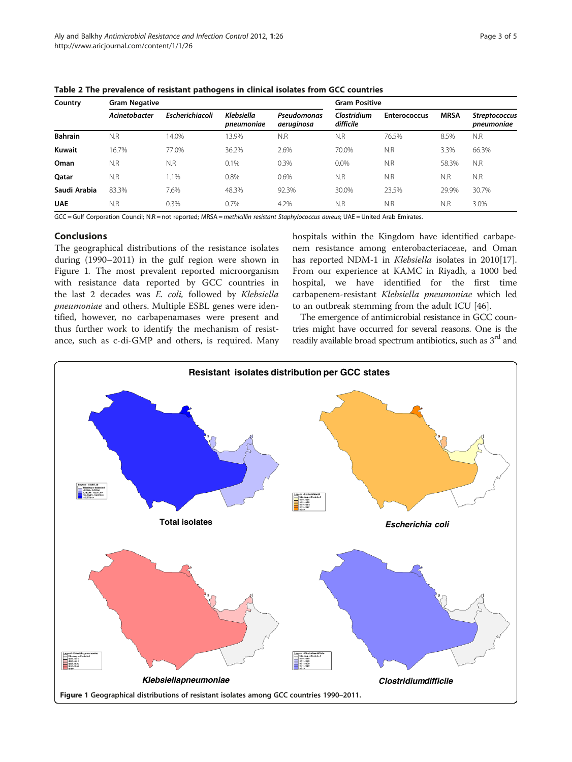**Table 2 The prevalence of resistant pathogens in clinical isolates from GCC countries**

| Country | Gram Negative | | | | Gram Positive | | | |
|---|---|---|---|---|---|---|---|---|
| | *Acinetobacter* | *Escherichiacoli* | *Klebsiella pneumoniae* | *Pseudomonas aeruginosa* | *Clostridium difficile* | Enterococcus | MRSA | *Streptococcus pneumoniae* |
| **Bahrain** | N.R | 14.0% | 13.9% | N.R | N.R | 76.5% | 8.5% | N.R |
| **Kuwait** | 16.7% | 77.0% | 36.2% | 2.6% | 70.0% | N.R | 3.3% | 66.3% |
| **Oman** | N.R | N.R | 0.1% | 0.3% | 0.0% | N.R | 58.3% | N.R |
| **Qatar** | N.R | 1.1% | 0.8% | 0.6% | N.R | N.R | N.R | N.R |
| **Saudi Arabia** | 83.3% | 7.6% | 48.3% | 92.3% | 30.0% | 23.5% | 29.9% | 30.7% |
| **UAE** | N.R | 0.3% | 0.7% | 4.2% | N.R | N.R | N.R | 3.0% |

GCC = Gulf Corporation Council; N.R = not reported; MRSA = *methicillin resistant Staphylococcus aureus*; UAE = United Arab Emirates.

## Conclusions

The geographical distributions of the resistance isolates during (1990–2011) in the gulf region were shown in Figure 1. The most prevalent reported microorganism with resistance data reported by GCC countries in the last 2 decades was *E. coli*, followed by *Klebsiella pneumoniae* and others. Multiple ESBL genes were identified, however, no carbapenamases were present and thus further work to identify the mechanism of resistance, such as c-di-GMP and others, is required. Many hospitals within the Kingdom have identified carbapenem resistance among enterobacteriaceae, and Oman has reported NDM-1 in *Klebsiella* isolates in 2010[17]. From our experience at KAMC in Riyadh, a 1000 bed hospital, we have identified for the first time carbapenem-resistant *Klebsiella pneumoniae* which led to an outbreak stemming from the adult ICU [46].

The emergence of antimicrobial resistance in GCC countries might have occurred for several reasons. One is the readily available broad spectrum antibiotics, such as 3[rd] and

**Figure 1** Geographical distributions of resistant isolates among GCC countries 1990–2011.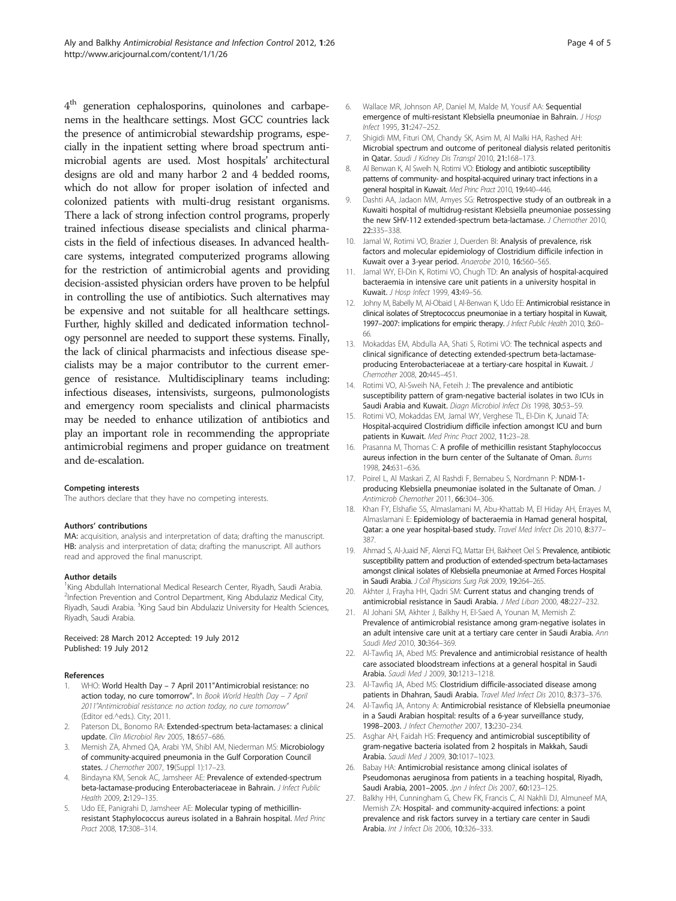4th generation cephalosporins, quinolones and carbapenems in the healthcare settings. Most GCC countries lack the presence of antimicrobial stewardship programs, especially in the inpatient setting where broad spectrum antimicrobial agents are used. Most hospitals' architectural designs are old and many harbor 2 and 4 bedded rooms, which do not allow for proper isolation of infected and colonized patients with multi-drug resistant organisms. There a lack of strong infection control programs, properly trained infectious disease specialists and clinical pharmacists in the field of infectious diseases. In advanced healthcare systems, integrated computerized programs allowing for the restriction of antimicrobial agents and providing decision-assisted physician orders have proven to be helpful in controlling the use of antibiotics. Such alternatives may be expensive and not suitable for all healthcare settings. Further, highly skilled and dedicated information technology personnel are needed to support these systems. Finally, the lack of clinical pharmacists and infectious disease specialists may be a major contributor to the current emergence of resistance. Multidisciplinary teams including: infectious diseases, intensivists, surgeons, pulmonologists and emergency room specialists and clinical pharmacists may be needed to enhance utilization of antibiotics and play an important role in recommending the appropriate antimicrobial regimens and proper guidance on treatment and de-escalation.

#### Competing interests

The authors declare that they have no competing interests.

#### Authors' contributions

MA: acquisition, analysis and interpretation of data; drafting the manuscript. HB: analysis and interpretation of data; drafting the manuscript. All authors read and approved the final manuscript.

#### Author details

[1]King Abdullah International Medical Research Center, Riyadh, Saudi Arabia. [2]Infection Prevention and Control Department, King Abdulaziz Medical City, Riyadh, Saudi Arabia. [3]King Saud bin Abdulaziz University for Health Sciences, Riyadh, Saudi Arabia.

Received: 28 March 2012 Accepted: 19 July 2012
Published: 19 July 2012

#### References

1. WHO: **World Health Day – 7 April 2011"Antimicrobial resistance: no action today, no cure tomorrow"**. In *Book World Health Day – 7 April 2011"Antimicrobial resistance: no action today, no cure tomorrow"* (Editor ed.^eds.). City; 2011.
2. Paterson DL, Bonomo RA: **Extended-spectrum beta-lactamases: a clinical update.** *Clin Microbiol Rev* 2005, **18:**657–686.
3. Memish ZA, Ahmed QA, Arabi YM, Shibl AM, Niederman MS: **Microbiology of community-acquired pneumonia in the Gulf Corporation Council states.** *J Chemother* 2007, **19**(Suppl 1):17–23.
4. Bindayna KM, Senok AC, Jamsheer AE: **Prevalence of extended-spectrum beta-lactamase-producing Enterobacteriaceae in Bahrain.** *J Infect Public Health* 2009, **2:**129–135.
5. Udo EE, Panigrahi D, Jamsheer AE: **Molecular typing of methicillin-resistant Staphylococcus aureus isolated in a Bahrain hospital.** *Med Princ Pract* 2008, **17:**308–314.
6. Wallace MR, Johnson AP, Daniel M, Malde M, Yousif AA: **Sequential emergence of multi-resistant Klebsiella pneumoniae in Bahrain.** *J Hosp Infect* 1995, **31:**247–252.
7. Shigidi MM, Fituri OM, Chandy SK, Asim M, Al Malki HA, Rashed AH: **Microbial spectrum and outcome of peritoneal dialysis related peritonitis in Qatar.** *Saudi J Kidney Dis Transpl* 2010, **21:**168–173.
8. Al Benwan K, Al Sweih N, Rotimi VO: **Etiology and antibiotic susceptibility patterns of community- and hospital-acquired urinary tract infections in a general hospital in Kuwait.** *Med Princ Pract* 2010, **19:**440–446.
9. Dashti AA, Jadaon MM, Amyes SG: **Retrospective study of an outbreak in a Kuwaiti hospital of multidrug-resistant Klebsiella pneumoniae possessing the new SHV-112 extended-spectrum beta-lactamase.** *J Chemother* 2010, **22:**335–338.
10. Jamal W, Rotimi VO, Brazier J, Duerden BI: **Analysis of prevalence, risk factors and molecular epidemiology of Clostridium difficile infection in Kuwait over a 3-year period.** *Anaerobe* 2010, **16:**560–565.
11. Jamal WY, El-Din K, Rotimi VO, Chugh TD: **An analysis of hospital-acquired bacteraemia in intensive care unit patients in a university hospital in Kuwait.** *J Hosp Infect* 1999, **43:**49–56.
12. Johny M, Babelly M, Al-Obaid I, Al-Benwan K, Udo EE: **Antimicrobial resistance in clinical isolates of Streptococcus pneumoniae in a tertiary hospital in Kuwait, 1997–2007: implications for empiric therapy.** *J Infect Public Health* 2010, **3:**60–66.
13. Mokaddas EM, Abdulla AA, Shati S, Rotimi VO: **The technical aspects and clinical significance of detecting extended-spectrum beta-lactamase-producing Enterobacteriaceae at a tertiary-care hospital in Kuwait.** *J Chemother* 2008, **20:**445–451.
14. Rotimi VO, Al-Sweih NA, Feteih J: **The prevalence and antibiotic susceptibility pattern of gram-negative bacterial isolates in two ICUs in Saudi Arabia and Kuwait.** *Diagn Microbiol Infect Dis* 1998, **30:**53–59.
15. Rotimi VO, Mokaddas EM, Jamal WY, Verghese TL, El-Din K, Junaid TA: **Hospital-acquired Clostridium difficile infection amongst ICU and burn patients in Kuwait.** *Med Princ Pract* 2002, **11:**23–28.
16. Prasanna M, Thomas C: **A profile of methicillin resistant Staphylococcus aureus infection in the burn center of the Sultanate of Oman.** *Burns* 1998, **24:**631–636.
17. Poirel L, Al Maskari Z, Al Rashdi F, Bernabeu S, Nordmann P: **NDM-1-producing Klebsiella pneumoniae isolated in the Sultanate of Oman.** *J Antimicrob Chemother* 2011, **66:**304–306.
18. Khan FY, Elshafie SS, Almaslamani M, Abu-Khattab M, El Hiday AH, Errayes M, Almaslamani E: **Epidemiology of bacteraemia in Hamad general hospital, Qatar: a one year hospital-based study.** *Travel Med Infect Dis* 2010, **8:**377–387.
19. Ahmad S, Al-Juaid NF, Alenzi FQ, Mattar EH, Bakheet Oel S: **Prevalence, antibiotic susceptibility pattern and production of extended-spectrum beta-lactamases amongst clinical isolates of Klebsiella pneumoniae at Armed Forces Hospital in Saudi Arabia.** *J Coll Physicians Surg Pak* 2009, **19:**264–265.
20. Akhter J, Frayha HH, Qadri SM: **Current status and changing trends of antimicrobial resistance in Saudi Arabia.** *J Med Liban* 2000, **48:**227–232.
21. Al Johani SM, Akhter J, Balkhy H, El-Saed A, Younan M, Memish Z: **Prevalence of antimicrobial resistance among gram-negative isolates in an adult intensive care unit at a tertiary care center in Saudi Arabia.** *Ann Saudi Med* 2010, **30:**364–369.
22. Al-Tawfiq JA, Abed MS: **Prevalence and antimicrobial resistance of health care associated bloodstream infections at a general hospital in Saudi Arabia.** *Saudi Med J* 2009, **30:**1213–1218.
23. Al-Tawfiq JA, Abed MS: **Clostridium difficile-associated disease among patients in Dhahran, Saudi Arabia.** *Travel Med Infect Dis* 2010, **8:**373–376.
24. Al-Tawfiq JA, Antony A: **Antimicrobial resistance of Klebsiella pneumoniae in a Saudi Arabian hospital: results of a 6-year surveillance study, 1998–2003.** *J Infect Chemother* 2007, **13:**230–234.
25. Asghar AH, Faidah HS: **Frequency and antimicrobial susceptibility of gram-negative bacteria isolated from 2 hospitals in Makkah, Saudi Arabia.** *Saudi Med J* 2009, **30:**1017–1023.
26. Babay HA: **Antimicrobial resistance among clinical isolates of Pseudomonas aeruginosa from patients in a teaching hospital, Riyadh, Saudi Arabia, 2001–2005.** *Jpn J Infect Dis* 2007, **60:**123–125.
27. Balkhy HH, Cunningham G, Chew FK, Francis C, Al Nakhli DJ, Almuneef MA, Memish ZA: **Hospital- and community-acquired infections: a point prevalence and risk factors survey in a tertiary care center in Saudi Arabia.** *Int J Infect Dis* 2006, **10:**326–333.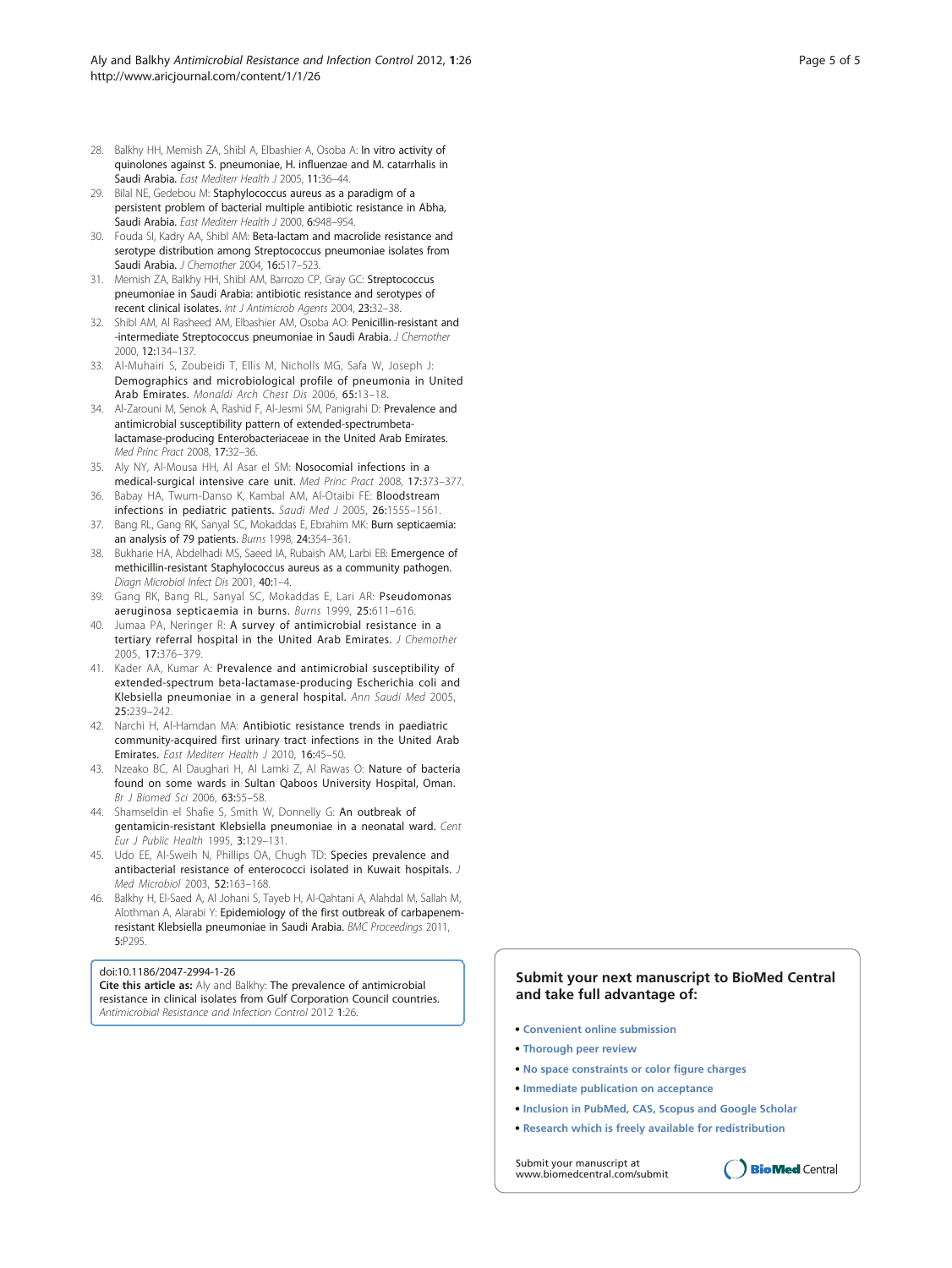28. Balkhy HH, Memish ZA, Shibl A, Elbashier A, Osoba A: In vitro activity of quinolones against S. pneumoniae, H. influenzae and M. catarrhalis in Saudi Arabia. *East Mediterr Health J* 2005, **11**:36–44.
29. Bilal NE, Gedebou M: Staphylococcus aureus as a paradigm of a persistent problem of bacterial multiple antibiotic resistance in Abha, Saudi Arabia. *East Mediterr Health J* 2000, **6**:948–954.
30. Fouda SI, Kadry AA, Shibl AM: Beta-lactam and macrolide resistance and serotype distribution among Streptococcus pneumoniae isolates from Saudi Arabia. *J Chemother* 2004, **16**:517–523.
31. Memish ZA, Balkhy HH, Shibl AM, Barrozo CP, Gray GC: Streptococcus pneumoniae in Saudi Arabia: antibiotic resistance and serotypes of recent clinical isolates. *Int J Antimicrob Agents* 2004, **23**:32–38.
32. Shibl AM, Al Rasheed AM, Elbashier AM, Osoba AO: Penicillin-resistant and -intermediate Streptococcus pneumoniae in Saudi Arabia. *J Chemother* 2000, **12**:134–137.
33. Al-Muhairi S, Zoubeidi T, Ellis M, Nicholls MG, Safa W, Joseph J: Demographics and microbiological profile of pneumonia in United Arab Emirates. *Monaldi Arch Chest Dis* 2006, **65**:13–18.
34. Al-Zarouni M, Senok A, Rashid F, Al-Jesmi SM, Panigrahi D: Prevalence and antimicrobial susceptibility pattern of extended-spectrumbeta-lactamase-producing Enterobacteriaceae in the United Arab Emirates. *Med Princ Pract* 2008, **17**:32–36.
35. Aly NY, Al-Mousa HH, Al Asar el SM: Nosocomial infections in a medical-surgical intensive care unit. *Med Princ Pract* 2008, **17**:373–377.
36. Babay HA, Twum-Danso K, Kambal AM, Al-Otaibi FE: Bloodstream infections in pediatric patients. *Saudi Med J* 2005, **26**:1555–1561.
37. Bang RL, Gang RK, Sanyal SC, Mokaddas E, Ebrahim MK: Burn septicaemia: an analysis of 79 patients. *Burns* 1998, **24**:354–361.
38. Bukharie HA, Abdelhadi MS, Saeed IA, Rubaish AM, Larbi EB: Emergence of methicillin-resistant Staphylococcus aureus as a community pathogen. *Diagn Microbiol Infect Dis* 2001, **40**:1–4.
39. Gang RK, Bang RL, Sanyal SC, Mokaddas E, Lari AR: Pseudomonas aeruginosa septicaemia in burns. *Burns* 1999, **25**:611–616.
40. Jumaa PA, Neringer R: A survey of antimicrobial resistance in a tertiary referral hospital in the United Arab Emirates. *J Chemother* 2005, **17**:376–379.
41. Kader AA, Kumar A: Prevalence and antimicrobial susceptibility of extended-spectrum beta-lactamase-producing Escherichia coli and Klebsiella pneumoniae in a general hospital. *Ann Saudi Med* 2005, **25**:239–242.
42. Narchi H, Al-Hamdan MA: Antibiotic resistance trends in paediatric community-acquired first urinary tract infections in the United Arab Emirates. *East Mediterr Health J* 2010, **16**:45–50.
43. Nzeako BC, Al Daughari H, Al Lamki Z, Al Rawas O: Nature of bacteria found on some wards in Sultan Qaboos University Hospital, Oman. *Br J Biomed Sci* 2006, **63**:55–58.
44. Shamseldin el Shafie S, Smith W, Donnelly G: An outbreak of gentamicin-resistant Klebsiella pneumoniae in a neonatal ward. *Cent Eur J Public Health* 1995, **3**:129–131.
45. Udo EE, Al-Sweih N, Phillips OA, Chugh TD: Species prevalence and antibacterial resistance of enterococci isolated in Kuwait hospitals. *J Med Microbiol* 2003, **52**:163–168.
46. Balkhy H, El-Saed A, Al Johani S, Tayeb H, Al-Qahtani A, Alahdal M, Sallah M, Alothman A, Alarabi Y: Epidemiology of the first outbreak of carbapenem-resistant Klebsiella pneumoniae in Saudi Arabia. *BMC Proceedings* 2011, **5**:P295.

doi:10.1186/2047-2994-1-26
**Cite this article as:** Aly and Balkhy: The prevalence of antimicrobial resistance in clinical isolates from Gulf Corporation Council countries. *Antimicrobial Resistance and Infection Control* 2012 **1**:26.

**Submit your next manuscript to BioMed Central and take full advantage of:**

- Convenient online submission
- Thorough peer review
- No space constraints or color figure charges
- Immediate publication on acceptance
- Inclusion in PubMed, CAS, Scopus and Google Scholar
- Research which is freely available for redistribution

Submit your manuscript at
www.biomedcentral.com/submit

BioMed Central